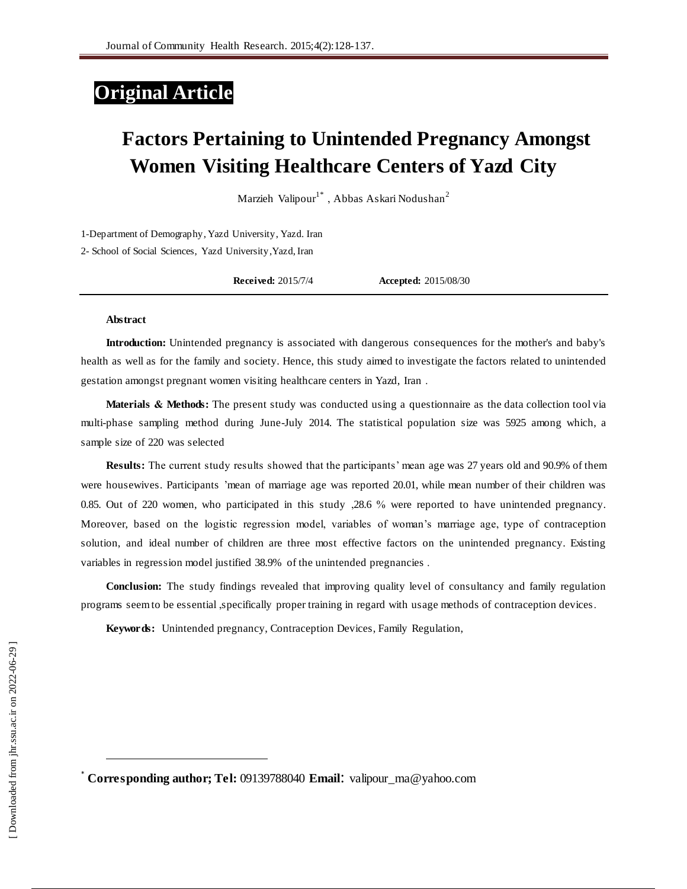**Original Article**

# Factors Pertaining to Unintended Pregnancy Amongst Women Visiting Healthcare Centers of Yazd City

Marzieh Valipour[1*], Abbas Askari Nodushan[2]

1-Department of Demography, Yazd University, Yazd. Iran

2- School of Social Sciences, Yazd University, Yazd, Iran

**Received:** 2015/7/4 **Accepted:** 2015/08/30

**Abstract**

**Introduction:** Unintended pregnancy is associated with dangerous consequences for the mother's and baby's health as well as for the family and society. Hence, this study aimed to investigate the factors related to unintended gestation amongst pregnant women visiting healthcare centers in Yazd, Iran .

**Materials & Methods:** The present study was conducted using a questionnaire as the data collection tool via multi-phase sampling method during June-July 2014. The statistical population size was 5925 among which, a sample size of 220 was selected

**Results:** The current study results showed that the participants' mean age was 27 years old and 90.9% of them were housewives. Participants 'mean of marriage age was reported 20.01, while mean number of their children was 0.85. Out of 220 women, who participated in this study ,28.6 % were reported to have unintended pregnancy. Moreover, based on the logistic regression model, variables of woman's marriage age, type of contraception solution, and ideal number of children are three most effective factors on the unintended pregnancy. Existing variables in regression model justified 38.9% of the unintended pregnancies .

**Conclusion:** The study findings revealed that improving quality level of consultancy and family regulation programs seem to be essential ,specifically proper training in regard with usage methods of contraception devices.

**Keywords:** Unintended pregnancy, Contraception Devices, Family Regulation,

[*] **Corresponding author; Tel:** 09139788040 **Email**: valipour_ma@yahoo.com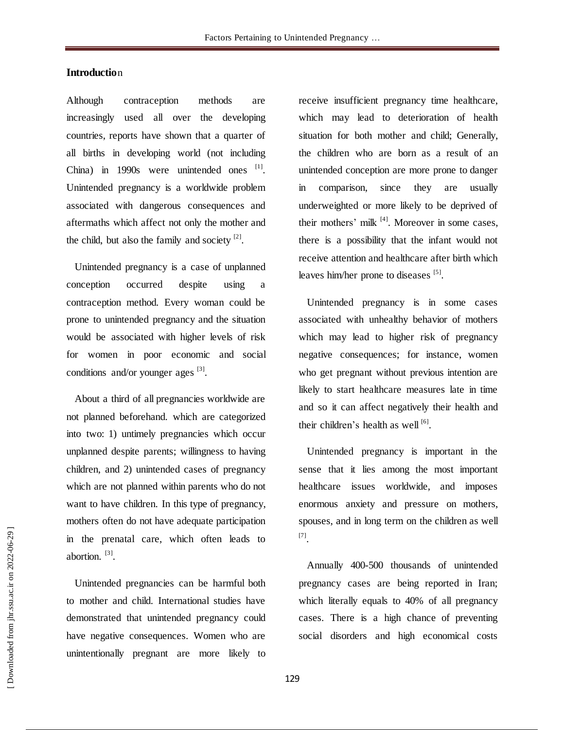## Introduction

Although contraception methods are increasingly used all over the developing countries, reports have shown that a quarter of all births in developing world (not including China) in 1990s were unintended ones [1]. Unintended pregnancy is a worldwide problem associated with dangerous consequences and aftermaths which affect not only the mother and the child, but also the family and society [2].

Unintended pregnancy is a case of unplanned conception occurred despite using a contraception method. Every woman could be prone to unintended pregnancy and the situation would be associated with higher levels of risk for women in poor economic and social conditions and/or younger ages [3].

About a third of all pregnancies worldwide are not planned beforehand. which are categorized into two: 1) untimely pregnancies which occur unplanned despite parents; willingness to having children, and 2) unintended cases of pregnancy which are not planned within parents who do not want to have children. In this type of pregnancy, mothers often do not have adequate participation in the prenatal care, which often leads to abortion. [3].

Unintended pregnancies can be harmful both to mother and child. International studies have demonstrated that unintended pregnancy could have negative consequences. Women who are unintentionally pregnant are more likely to receive insufficient pregnancy time healthcare, which may lead to deterioration of health situation for both mother and child; Generally, the children who are born as a result of an unintended conception are more prone to danger in comparison, since they are usually underweighted or more likely to be deprived of their mothers' milk [4]. Moreover in some cases, there is a possibility that the infant would not receive attention and healthcare after birth which leaves him/her prone to diseases [5].

Unintended pregnancy is in some cases associated with unhealthy behavior of mothers which may lead to higher risk of pregnancy negative consequences; for instance, women who get pregnant without previous intention are likely to start healthcare measures late in time and so it can affect negatively their health and their children's health as well [6].

Unintended pregnancy is important in the sense that it lies among the most important healthcare issues worldwide, and imposes enormous anxiety and pressure on mothers, spouses, and in long term on the children as well [7].

Annually 400-500 thousands of unintended pregnancy cases are being reported in Iran; which literally equals to 40% of all pregnancy cases. There is a high chance of preventing social disorders and high economical costs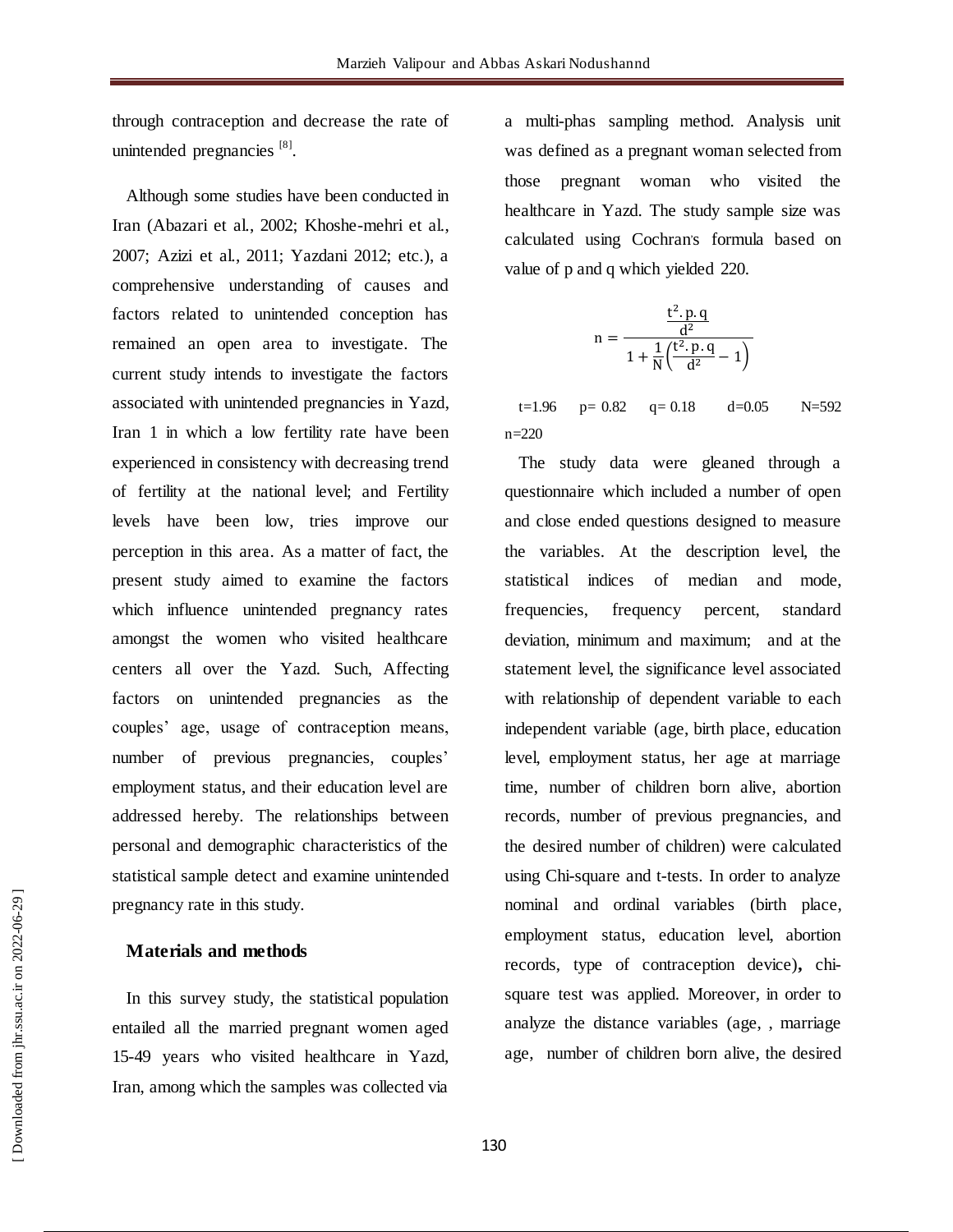through contraception and decrease the rate of unintended pregnancies [8].

Although some studies have been conducted in Iran (Abazari et al., 2002; Khoshe-mehri et al., 2007; Azizi et al., 2011; Yazdani 2012; etc.), a comprehensive understanding of causes and factors related to unintended conception has remained an open area to investigate. The current study intends to investigate the factors associated with unintended pregnancies in Yazd, Iran 1 in which a low fertility rate have been experienced in consistency with decreasing trend of fertility at the national level; and Fertility levels have been low, tries improve our perception in this area. As a matter of fact, the present study aimed to examine the factors which influence unintended pregnancy rates amongst the women who visited healthcare centers all over the Yazd. Such, Affecting factors on unintended pregnancies as the couples' age, usage of contraception means, number of previous pregnancies, couples' employment status, and their education level are addressed hereby. The relationships between personal and demographic characteristics of the statistical sample detect and examine unintended pregnancy rate in this study.

## Materials and methods

In this survey study, the statistical population entailed all the married pregnant women aged 15-49 years who visited healthcare in Yazd, Iran, among which the samples was collected via a multi-phas sampling method. Analysis unit was defined as a pregnant woman selected from those pregnant woman who visited the healthcare in Yazd. The study sample size was calculated using Cochran's formula based on value of p and q which yielded 220.

$$n = \frac{\frac{t^2.p.q}{d^2}}{1 + \frac{1}{N}\left(\frac{t^2.p.q}{d^2} - 1\right)}$$

t=1.96 p= 0.82 q= 0.18 d=0.05 N=592 n=220

The study data were gleaned through a questionnaire which included a number of open and close ended questions designed to measure the variables. At the description level, the statistical indices of median and mode, frequencies, frequency percent, standard deviation, minimum and maximum; and at the statement level, the significance level associated with relationship of dependent variable to each independent variable (age, birth place, education level, employment status, her age at marriage time, number of children born alive, abortion records, number of previous pregnancies, and the desired number of children) were calculated using Chi-square and t-tests. In order to analyze nominal and ordinal variables (birth place, employment status, education level, abortion records, type of contraception device), chi-square test was applied. Moreover, in order to analyze the distance variables (age, , marriage age, number of children born alive, the desired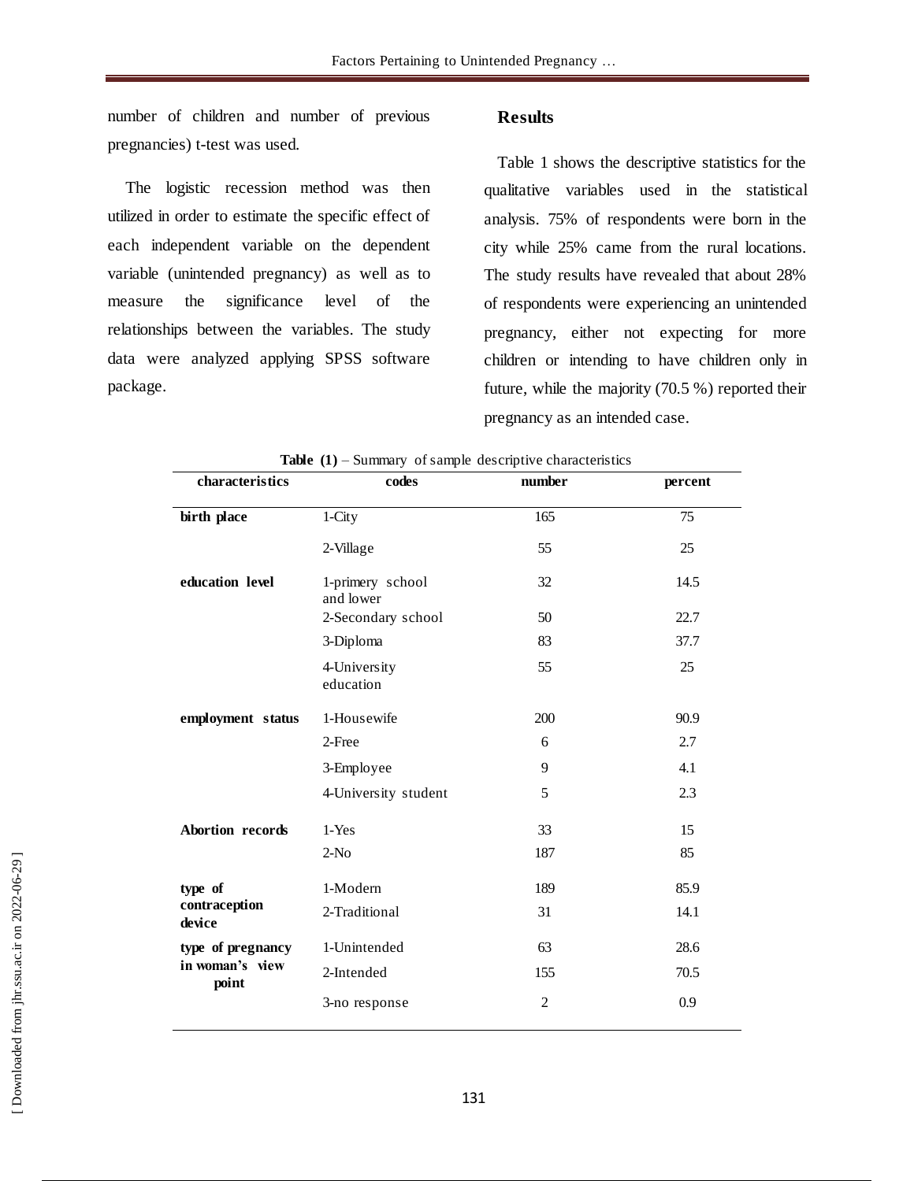number of children and number of previous pregnancies) t-test was used.

The logistic recession method was then utilized in order to estimate the specific effect of each independent variable on the dependent variable (unintended pregnancy) as well as to measure the significance level of the relationships between the variables. The study data were analyzed applying SPSS software package.

## Results

Table 1 shows the descriptive statistics for the qualitative variables used in the statistical analysis. 75% of respondents were born in the city while 25% came from the rural locations. The study results have revealed that about 28% of respondents were experiencing an unintended pregnancy, either not expecting for more children or intending to have children only in future, while the majority (70.5 %) reported their pregnancy as an intended case.

**Table (1)** – Summary of sample descriptive characteristics

| characteristics | codes | number | percent |
|---|---|---|---|
| **birth place** | 1-City | 165 | 75 |
| | 2-Village | 55 | 25 |
| **education level** | 1-primery school and lower | 32 | 14.5 |
| | 2-Secondary school | 50 | 22.7 |
| | 3-Diploma | 83 | 37.7 |
| | 4-University education | 55 | 25 |
| **employment status** | 1-Housewife | 200 | 90.9 |
| | 2-Free | 6 | 2.7 |
| | 3-Employee | 9 | 4.1 |
| | 4-University student | 5 | 2.3 |
| **Abortion records** | 1-Yes | 33 | 15 |
| | 2-No | 187 | 85 |
| **type of contraception device** | 1-Modern | 189 | 85.9 |
| | 2-Traditional | 31 | 14.1 |
| **type of pregnancy in woman's view point** | 1-Unintended | 63 | 28.6 |
| | 2-Intended | 155 | 70.5 |
| | 3-no response | 2 | 0.9 |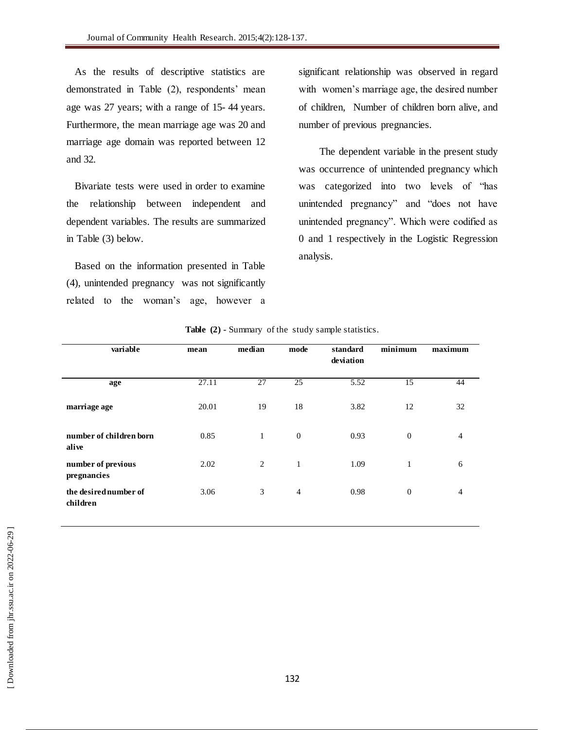As the results of descriptive statistics are demonstrated in Table (2), respondents' mean age was 27 years; with a range of 15- 44 years. Furthermore, the mean marriage age was 20 and marriage age domain was reported between 12 and 32.

Bivariate tests were used in order to examine the relationship between independent and dependent variables. The results are summarized in Table (3) below.

Based on the information presented in Table (4), unintended pregnancy was not significantly related to the woman's age, however a significant relationship was observed in regard with women's marriage age, the desired number of children, Number of children born alive, and number of previous pregnancies.

The dependent variable in the present study was occurrence of unintended pregnancy which was categorized into two levels of "has unintended pregnancy" and "does not have unintended pregnancy". Which were codified as 0 and 1 respectively in the Logistic Regression analysis.

**Table (2)** - Summary of the study sample statistics.

| variable | mean | median | mode | standard deviation | minimum | maximum |
|---|---|---|---|---|---|---|
| age | 27.11 | 27 | 25 | 5.52 | 15 | 44 |
| marriage age | 20.01 | 19 | 18 | 3.82 | 12 | 32 |
| number of children born alive | 0.85 | 1 | 0 | 0.93 | 0 | 4 |
| number of previous pregnancies | 2.02 | 2 | 1 | 1.09 | 1 | 6 |
| the desired number of children | 3.06 | 3 | 4 | 0.98 | 0 | 4 |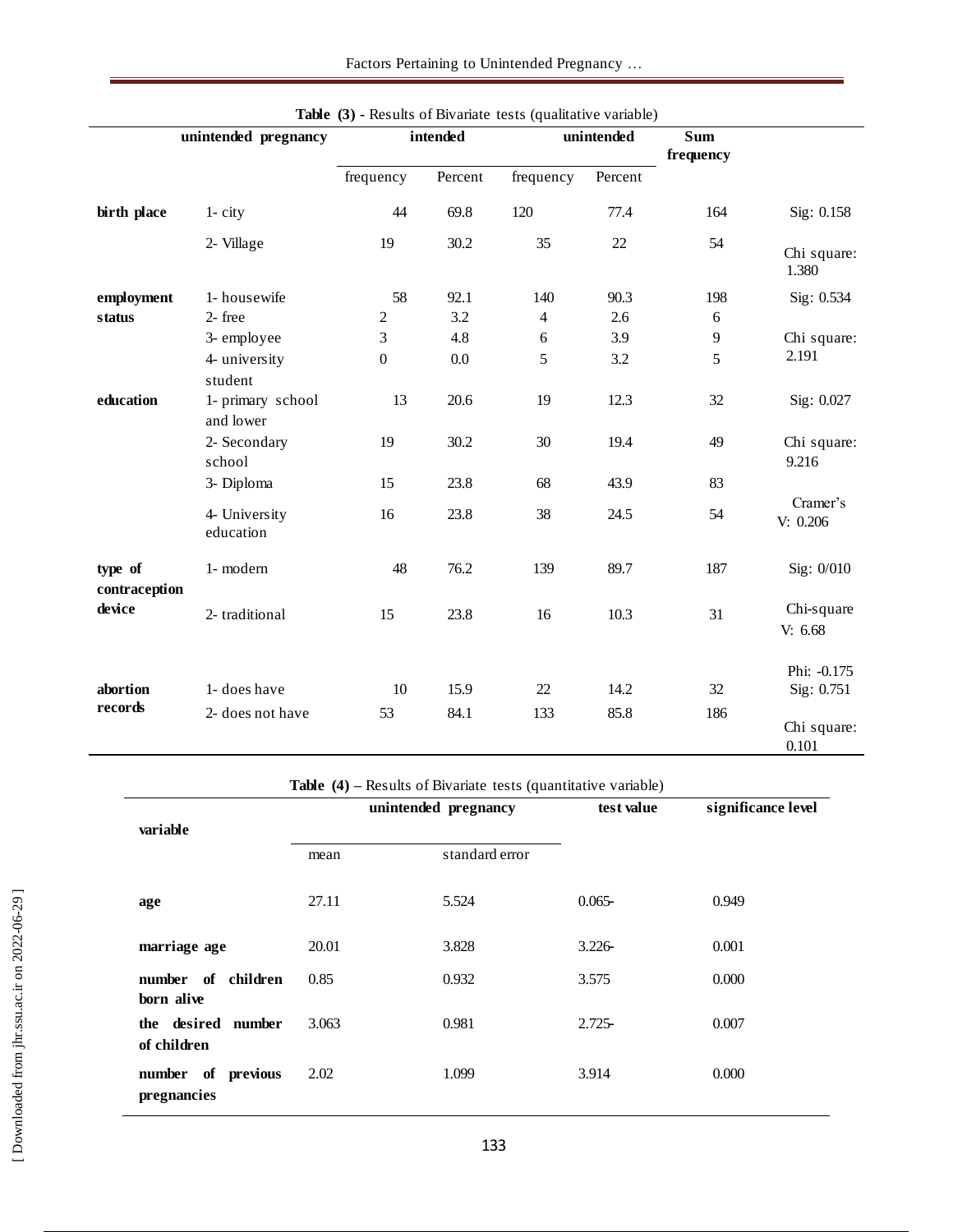**Table (3) - Results of Bivariate tests (qualitative variable)**

| unintended pregnancy | | intended | | unintended | | Sum frequency | |
|---|---|---|---|---|---|---|---|
| | | frequency | Percent | frequency | Percent | | |
| **birth place** | 1- city | 44 | 69.8 | 120 | 77.4 | 164 | Sig: 0.158 |
| | 2- Village | 19 | 30.2 | 35 | 22 | 54 | Chi square: 1.380 |
| **employment status** | 1- housewife | 58 | 92.1 | 140 | 90.3 | 198 | Sig: 0.534 |
| | 2- free | 2 | 3.2 | 4 | 2.6 | 6 | |
| | 3- employee | 3 | 4.8 | 6 | 3.9 | 9 | Chi square: 2.191 |
| | 4- university student | 0 | 0.0 | 5 | 3.2 | 5 | |
| **education** | 1- primary school and lower | 13 | 20.6 | 19 | 12.3 | 32 | Sig: 0.027 |
| | 2- Secondary school | 19 | 30.2 | 30 | 19.4 | 49 | Chi square: 9.216 |
| | 3- Diploma | 15 | 23.8 | 68 | 43.9 | 83 | |
| | 4- University education | 16 | 23.8 | 38 | 24.5 | 54 | Cramer's V: 0.206 |
| **type of contraception device** | 1- modern | 48 | 76.2 | 139 | 89.7 | 187 | Sig: 0/010 |
| | 2- traditional | 15 | 23.8 | 16 | 10.3 | 31 | Chi-square V: 6.68 |
| | | | | | | | Phi: -0.175 |
| **abortion records** | 1- does have | 10 | 15.9 | 22 | 14.2 | 32 | Sig: 0.751 |
| | 2- does not have | 53 | 84.1 | 133 | 85.8 | 186 | Chi square: 0.101 |

**Table (4) – Results of Bivariate tests (quantitative variable)**

| variable | unintended pregnancy | | test value | significance level |
|---|---|---|---|---|
| | mean | standard error | | |
| **age** | 27.11 | 5.524 | 0.065- | 0.949 |
| **marriage age** | 20.01 | 3.828 | 3.226- | 0.001 |
| **number of children born alive** | 0.85 | 0.932 | 3.575 | 0.000 |
| **the desired number of children** | 3.063 | 0.981 | 2.725- | 0.007 |
| **number of previous pregnancies** | 2.02 | 1.099 | 3.914 | 0.000 |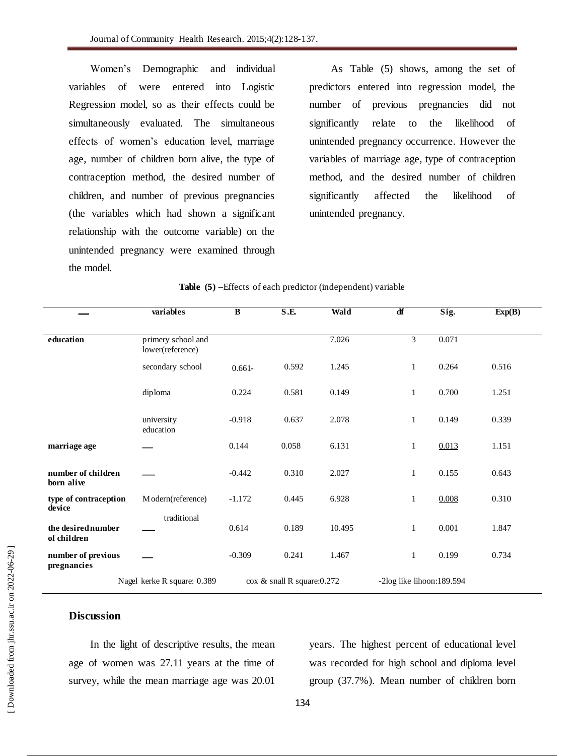Women's Demographic and individual variables of were entered into Logistic Regression model, so as their effects could be simultaneously evaluated. The simultaneous effects of women's education level, marriage age, number of children born alive, the type of contraception method, the desired number of children, and number of previous pregnancies (the variables which had shown a significant relationship with the outcome variable) on the unintended pregnancy were examined through the model.

As Table (5) shows, among the set of predictors entered into regression model, the number of previous pregnancies did not significantly relate to the likelihood of unintended pregnancy occurrence. However the variables of marriage age, type of contraception method, and the desired number of children significantly affected the likelihood of unintended pregnancy.

**Table (5)** –Effects of each predictor (independent) variable

| — | variables | B | S.E. | Wald | df | Sig. | Exp(B) |
|---|---|---|---|---|---|---|---|
| **education** | primery school and lower(reference) | | | 7.026 | 3 | 0.071 | |
| | secondary school | 0.661- | 0.592 | 1.245 | 1 | 0.264 | 0.516 |
| | diploma | 0.224 | 0.581 | 0.149 | 1 | 0.700 | 1.251 |
| | university education | -0.918 | 0.637 | 2.078 | 1 | 0.149 | 0.339 |
| **marriage age** | — | 0.144 | 0.058 | 6.131 | 1 | 0.013 | 1.151 |
| **number of children born alive** | — | -0.442 | 0.310 | 2.027 | 1 | 0.155 | 0.643 |
| **type of contraception device** | Modern(reference) traditional | -1.172 | 0.445 | 6.928 | 1 | 0.008 | 0.310 |
| **the desired number of children** | — | 0.614 | 0.189 | 10.495 | 1 | 0.001 | 1.847 |
| **number of previous pregnancies** | — | -0.309 | 0.241 | 1.467 | 1 | 0.199 | 0.734 |
| | Nagel kerke R square: 0.389 | | cox & snall R square:0.272 | | -2log like lihoon:189.594 | | |

## Discussion

In the light of descriptive results, the mean age of women was 27.11 years at the time of survey, while the mean marriage age was 20.01 years. The highest percent of educational level was recorded for high school and diploma level group (37.7%). Mean number of children born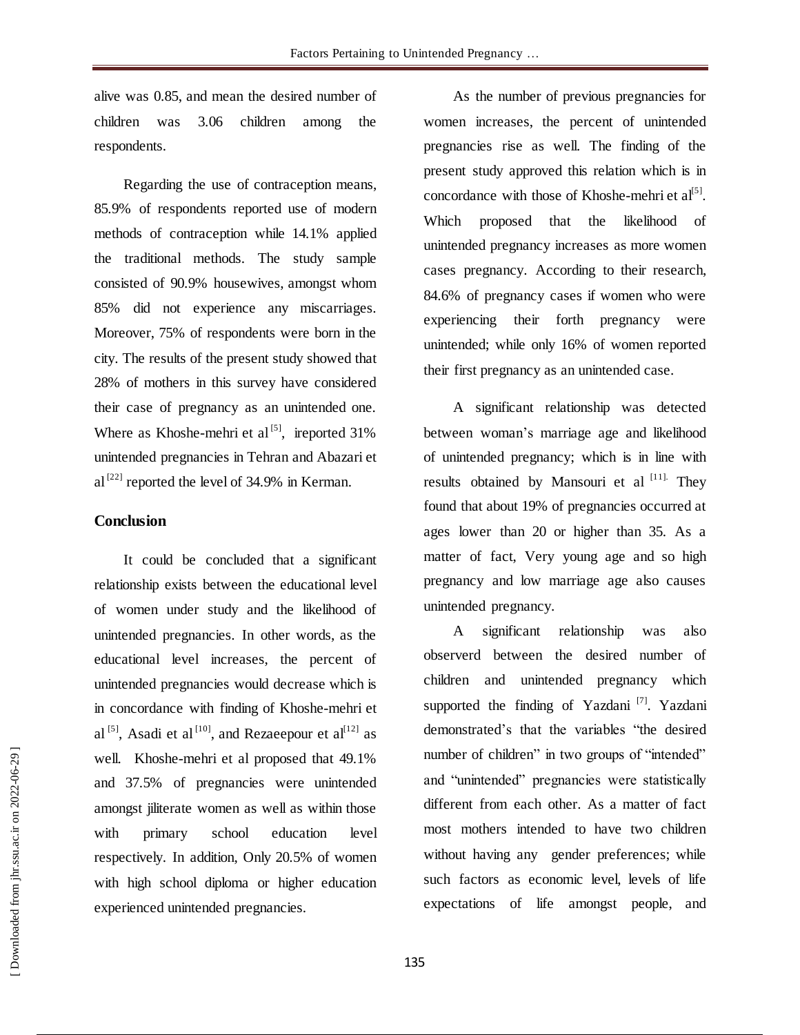alive was 0.85, and mean the desired number of children was 3.06 children among the respondents.

Regarding the use of contraception means, 85.9% of respondents reported use of modern methods of contraception while 14.1% applied the traditional methods. The study sample consisted of 90.9% housewives, amongst whom 85% did not experience any miscarriages. Moreover, 75% of respondents were born in the city. The results of the present study showed that 28% of mothers in this survey have considered their case of pregnancy as an unintended one. Where as Khoshe-mehri et al [5], ireported 31% unintended pregnancies in Tehran and Abazari et al [22] reported the level of 34.9% in Kerman.

## Conclusion

It could be concluded that a significant relationship exists between the educational level of women under study and the likelihood of unintended pregnancies. In other words, as the educational level increases, the percent of unintended pregnancies would decrease which is in concordance with finding of Khoshe-mehri et al [5], Asadi et al [10], and Rezaeepour et al[12] as well. Khoshe-mehri et al proposed that 49.1% and 37.5% of pregnancies were unintended amongst jiliterate women as well as within those with primary school education level respectively. In addition, Only 20.5% of women with high school diploma or higher education experienced unintended pregnancies.

As the number of previous pregnancies for women increases, the percent of unintended pregnancies rise as well. The finding of the present study approved this relation which is in concordance with those of Khoshe-mehri et al[5]. Which proposed that the likelihood of unintended pregnancy increases as more women cases pregnancy. According to their research, 84.6% of pregnancy cases if women who were experiencing their forth pregnancy were unintended; while only 16% of women reported their first pregnancy as an unintended case.

A significant relationship was detected between woman's marriage age and likelihood of unintended pregnancy; which is in line with results obtained by Mansouri et al [11]. They found that about 19% of pregnancies occurred at ages lower than 20 or higher than 35. As a matter of fact, Very young age and so high pregnancy and low marriage age also causes unintended pregnancy.

A significant relationship was also observerd between the desired number of children and unintended pregnancy which supported the finding of Yazdani [7]. Yazdani demonstrated's that the variables "the desired number of children" in two groups of "intended" and "unintended" pregnancies were statistically different from each other. As a matter of fact most mothers intended to have two children without having any gender preferences; while such factors as economic level, levels of life expectations of life amongst people, and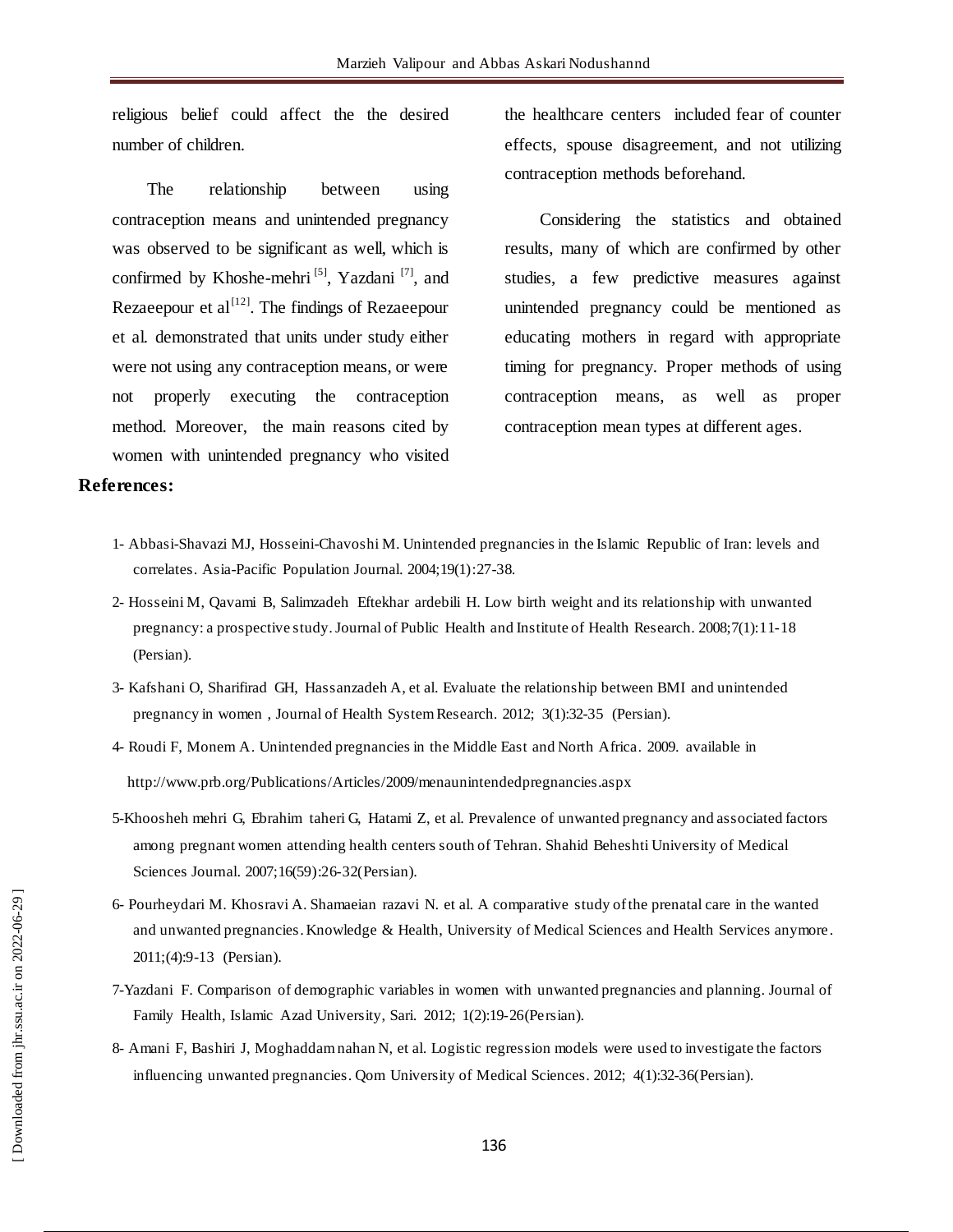religious belief could affect the the desired number of children.

The relationship between using contraception means and unintended pregnancy was observed to be significant as well, which is confirmed by Khoshe-mehri [5], Yazdani [7], and Rezaeepour et al [12]. The findings of Rezaeepour et al. demonstrated that units under study either were not using any contraception means, or were not properly executing the contraception method. Moreover, the main reasons cited by women with unintended pregnancy who visited the healthcare centers included fear of counter effects, spouse disagreement, and not utilizing contraception methods beforehand.

Considering the statistics and obtained results, many of which are confirmed by other studies, a few predictive measures against unintended pregnancy could be mentioned as educating mothers in regard with appropriate timing for pregnancy. Proper methods of using contraception means, as well as proper contraception mean types at different ages.

**References:**

1- Abbasi-Shavazi MJ, Hosseini-Chavoshi M. Unintended pregnancies in the Islamic Republic of Iran: levels and correlates. Asia-Pacific Population Journal. 2004;19(1):27-38.

2- Hosseini M, Qavami B, Salimzadeh Eftekhar ardebili H. Low birth weight and its relationship with unwanted pregnancy: a prospective study. Journal of Public Health and Institute of Health Research. 2008;7(1):11-18 (Persian).

3- Kafshani O, Sharifirad GH, Hassanzadeh A, et al. Evaluate the relationship between BMI and unintended pregnancy in women , Journal of Health System Research. 2012; 3(1):32-35 (Persian).

4- Roudi F, Monem A. Unintended pregnancies in the Middle East and North Africa. 2009. available in http://www.prb.org/Publications/Articles/2009/menaunintendedpregnancies.aspx

5-Khoosheh mehri G, Ebrahim taheri G, Hatami Z, et al. Prevalence of unwanted pregnancy and associated factors among pregnant women attending health centers south of Tehran. Shahid Beheshti University of Medical Sciences Journal. 2007;16(59):26-32(Persian).

6- Pourheydari M. Khosravi A. Shamaeian razavi N. et al. A comparative study of the prenatal care in the wanted and unwanted pregnancies. Knowledge & Health, University of Medical Sciences and Health Services anymore. 2011;(4):9-13 (Persian).

7-Yazdani F. Comparison of demographic variables in women with unwanted pregnancies and planning. Journal of Family Health, Islamic Azad University, Sari. 2012; 1(2):19-26(Persian).

8- Amani F, Bashiri J, Moghaddam nahan N, et al. Logistic regression models were used to investigate the factors influencing unwanted pregnancies. Qom University of Medical Sciences. 2012; 4(1):32-36(Persian).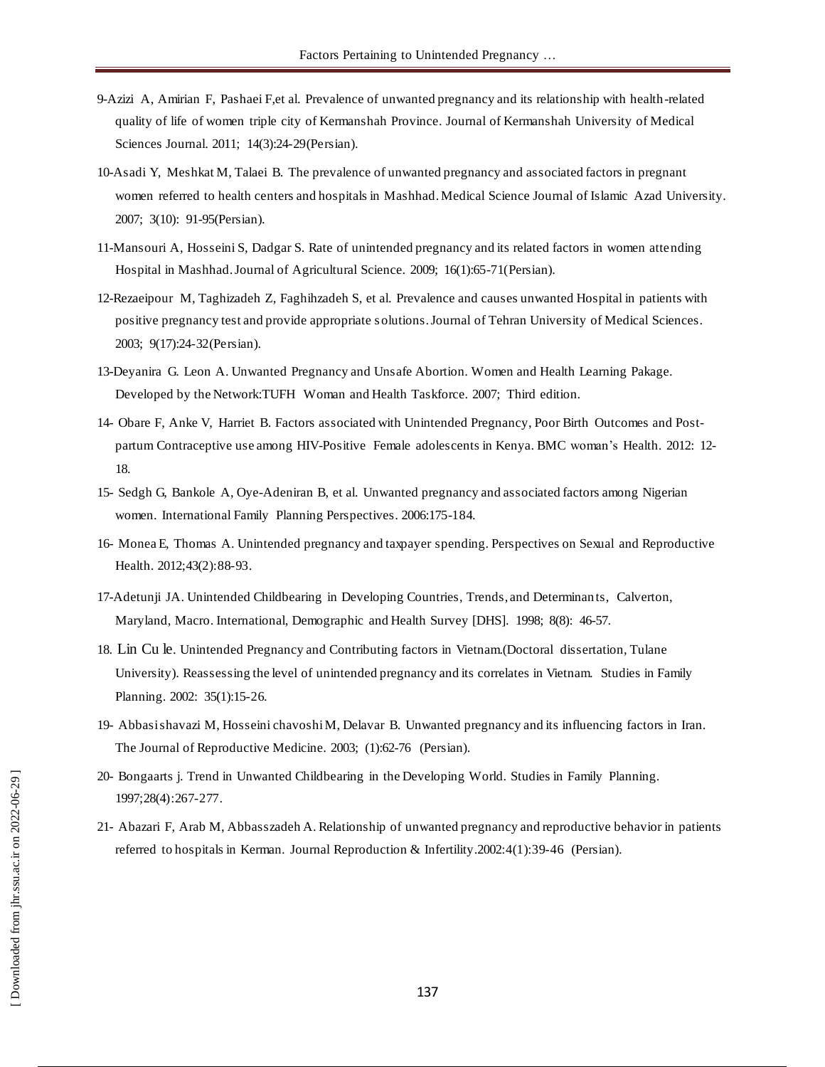9-Azizi A, Amirian F, Pashaei F,et al. Prevalence of unwanted pregnancy and its relationship with health-related quality of life of women triple city of Kermanshah Province. Journal of Kermanshah University of Medical Sciences Journal. 2011; 14(3):24-29(Persian).

10-Asadi Y, Meshkat M, Talaei B. The prevalence of unwanted pregnancy and associated factors in pregnant women referred to health centers and hospitals in Mashhad. Medical Science Journal of Islamic Azad University. 2007; 3(10): 91-95(Persian).

11-Mansouri A, Hosseini S, Dadgar S. Rate of unintended pregnancy and its related factors in women attending Hospital in Mashhad. Journal of Agricultural Science. 2009; 16(1):65-71(Persian).

12-Rezaeipour M, Taghizadeh Z, Faghihzadeh S, et al. Prevalence and causes unwanted Hospital in patients with positive pregnancy test and provide appropriate solutions. Journal of Tehran University of Medical Sciences. 2003; 9(17):24-32(Persian).

13-Deyanira G. Leon A. Unwanted Pregnancy and Unsafe Abortion. Women and Health Learning Pakage. Developed by the Network:TUFH Woman and Health Taskforce. 2007; Third edition.

14- Obare F, Anke V, Harriet B. Factors associated with Unintended Pregnancy, Poor Birth Outcomes and Post-partum Contraceptive use among HIV-Positive Female adolescents in Kenya. BMC woman's Health. 2012: 12-18.

15- Sedgh G, Bankole A, Oye-Adeniran B, et al. Unwanted pregnancy and associated factors among Nigerian women. International Family Planning Perspectives. 2006:175-184.

16- Monea E, Thomas A. Unintended pregnancy and taxpayer spending. Perspectives on Sexual and Reproductive Health. 2012;43(2):88-93.

17-Adetunji JA. Unintended Childbearing in Developing Countries, Trends, and Determinants, Calverton, Maryland, Macro. International, Demographic and Health Survey [DHS]. 1998; 8(8): 46-57.

18. Lin Cu le. Unintended Pregnancy and Contributing factors in Vietnam.(Doctoral dissertation, Tulane University). Reassessing the level of unintended pregnancy and its correlates in Vietnam. Studies in Family Planning. 2002: 35(1):15-26.

19- Abbasi shavazi M, Hosseini chavoshi M, Delavar B. Unwanted pregnancy and its influencing factors in Iran. The Journal of Reproductive Medicine. 2003; (1):62-76 (Persian).

20- Bongaarts j. Trend in Unwanted Childbearing in the Developing World. Studies in Family Planning. 1997;28(4):267-277.

21- Abazari F, Arab M, Abbasszadeh A. Relationship of unwanted pregnancy and reproductive behavior in patients referred to hospitals in Kerman. Journal Reproduction & Infertility.2002:4(1):39-46 (Persian).